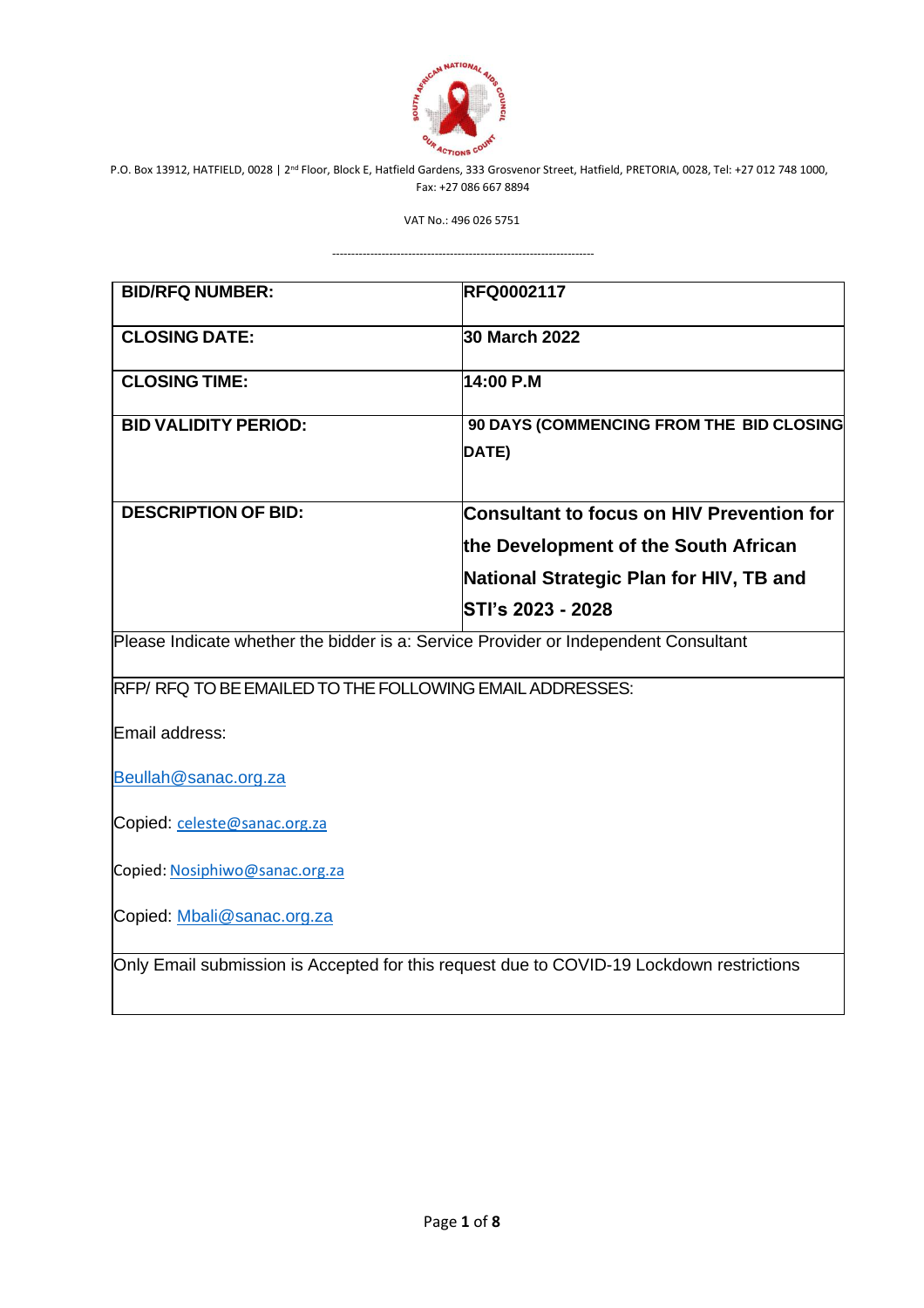P.O. Box 13912, HATFIELD, 0028 | 2nd Floor, Block E, Hatfield Gardens, 333 Grosvenor Street, Hatfield, PRETORIA, 0028, Tel: +27 012 748 1000, Fax: +27 086 667 8894

VAT No.: 496 026 5751

---

| **BID/RFQ NUMBER:** | **RFQ0002117** |
|---|---|
| **CLOSING DATE:** | **30 March 2022** |
| **CLOSING TIME:** | **14:00 P.M** |
| **BID VALIDITY PERIOD:** | **90 DAYS (COMMENCING FROM THE BID CLOSING DATE)** |
| **DESCRIPTION OF BID:** | **Consultant to focus on HIV Prevention for the Development of the South African National Strategic Plan for HIV, TB and STI's 2023 - 2028** |
| Please Indicate whether the bidder is a: Service Provider or Independent Consultant | |
| RFP/ RFQ TO BE EMAILED TO THE FOLLOWING EMAIL ADDRESSES:<br><br>Email address:<br><br>Beullah@sanac.org.za<br><br>Copied: celeste@sanac.org.za<br><br>Copied: Nosiphiwo@sanac.org.za<br><br>Copied: Mbali@sanac.org.za | |
| Only Email submission is Accepted for this request due to COVID-19 Lockdown restrictions | |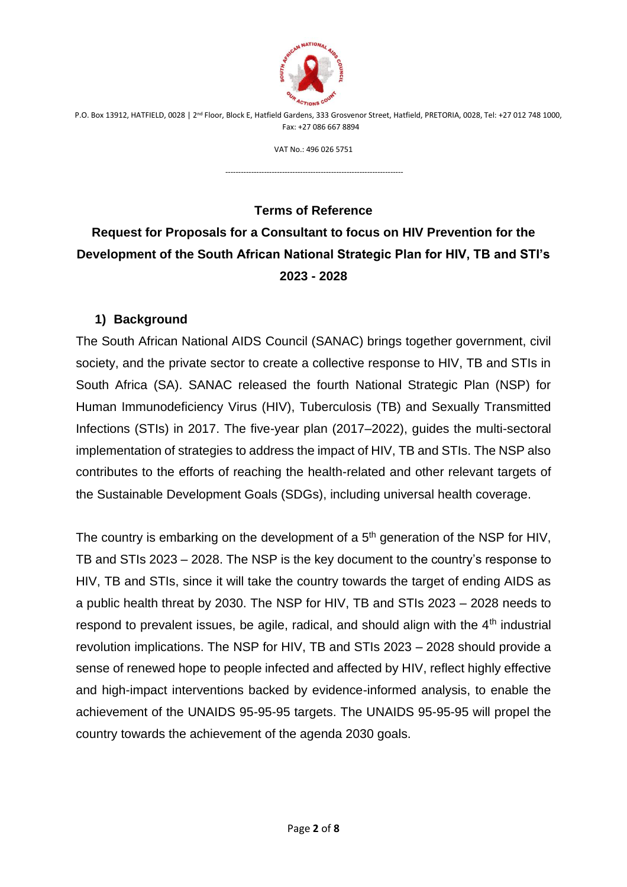P.O. Box 13912, HATFIELD, 0028 | 2nd Floor, Block E, Hatfield Gardens, 333 Grosvenor Street, Hatfield, PRETORIA, 0028, Tel: +27 012 748 1000, Fax: +27 086 667 8894

VAT No.: 496 026 5751

---

**Terms of Reference**

# Request for Proposals for a Consultant to focus on HIV Prevention for the Development of the South African National Strategic Plan for HIV, TB and STI's 2023 - 2028

## 1) Background

The South African National AIDS Council (SANAC) brings together government, civil society, and the private sector to create a collective response to HIV, TB and STIs in South Africa (SA). SANAC released the fourth National Strategic Plan (NSP) for Human Immunodeficiency Virus (HIV), Tuberculosis (TB) and Sexually Transmitted Infections (STIs) in 2017. The five-year plan (2017–2022), guides the multi-sectoral implementation of strategies to address the impact of HIV, TB and STIs. The NSP also contributes to the efforts of reaching the health-related and other relevant targets of the Sustainable Development Goals (SDGs), including universal health coverage.

The country is embarking on the development of a 5th generation of the NSP for HIV, TB and STIs 2023 – 2028. The NSP is the key document to the country's response to HIV, TB and STIs, since it will take the country towards the target of ending AIDS as a public health threat by 2030. The NSP for HIV, TB and STIs 2023 – 2028 needs to respond to prevalent issues, be agile, radical, and should align with the 4th industrial revolution implications. The NSP for HIV, TB and STIs 2023 – 2028 should provide a sense of renewed hope to people infected and affected by HIV, reflect highly effective and high-impact interventions backed by evidence-informed analysis, to enable the achievement of the UNAIDS 95-95-95 targets. The UNAIDS 95-95-95 will propel the country towards the achievement of the agenda 2030 goals.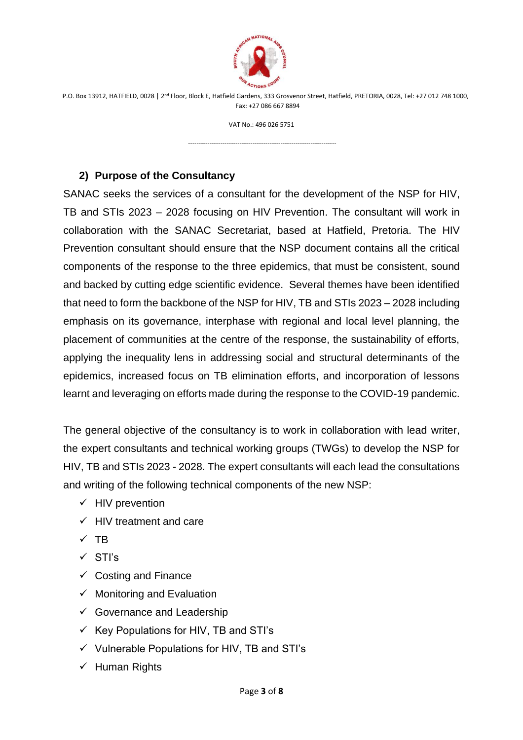## 2) Purpose of the Consultancy

SANAC seeks the services of a consultant for the development of the NSP for HIV, TB and STIs 2023 – 2028 focusing on HIV Prevention. The consultant will work in collaboration with the SANAC Secretariat, based at Hatfield, Pretoria. The HIV Prevention consultant should ensure that the NSP document contains all the critical components of the response to the three epidemics, that must be consistent, sound and backed by cutting edge scientific evidence. Several themes have been identified that need to form the backbone of the NSP for HIV, TB and STIs 2023 – 2028 including emphasis on its governance, interphase with regional and local level planning, the placement of communities at the centre of the response, the sustainability of efforts, applying the inequality lens in addressing social and structural determinants of the epidemics, increased focus on TB elimination efforts, and incorporation of lessons learnt and leveraging on efforts made during the response to the COVID-19 pandemic.

The general objective of the consultancy is to work in collaboration with lead writer, the expert consultants and technical working groups (TWGs) to develop the NSP for HIV, TB and STIs 2023 - 2028. The expert consultants will each lead the consultations and writing of the following technical components of the new NSP:

- ✓ HIV prevention
- ✓ HIV treatment and care
- ✓ TB
- ✓ STI's
- ✓ Costing and Finance
- ✓ Monitoring and Evaluation
- ✓ Governance and Leadership
- ✓ Key Populations for HIV, TB and STI's
- ✓ Vulnerable Populations for HIV, TB and STI's
- ✓ Human Rights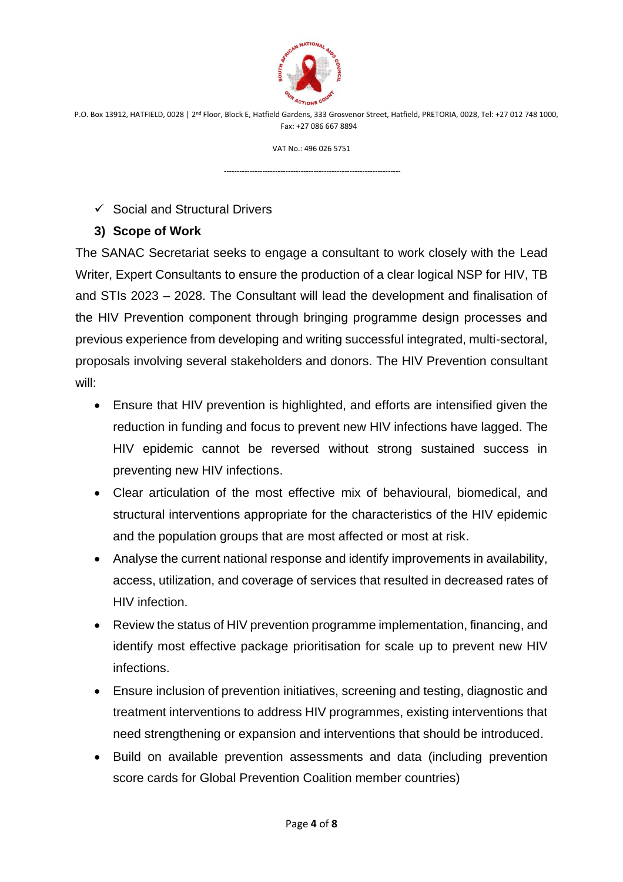- ✓ Social and Structural Drivers

### 3) Scope of Work

The SANAC Secretariat seeks to engage a consultant to work closely with the Lead Writer, Expert Consultants to ensure the production of a clear logical NSP for HIV, TB and STIs 2023 – 2028. The Consultant will lead the development and finalisation of the HIV Prevention component through bringing programme design processes and previous experience from developing and writing successful integrated, multi-sectoral, proposals involving several stakeholders and donors. The HIV Prevention consultant will:

- Ensure that HIV prevention is highlighted, and efforts are intensified given the reduction in funding and focus to prevent new HIV infections have lagged. The HIV epidemic cannot be reversed without strong sustained success in preventing new HIV infections.
- Clear articulation of the most effective mix of behavioural, biomedical, and structural interventions appropriate for the characteristics of the HIV epidemic and the population groups that are most affected or most at risk.
- Analyse the current national response and identify improvements in availability, access, utilization, and coverage of services that resulted in decreased rates of HIV infection.
- Review the status of HIV prevention programme implementation, financing, and identify most effective package prioritisation for scale up to prevent new HIV infections.
- Ensure inclusion of prevention initiatives, screening and testing, diagnostic and treatment interventions to address HIV programmes, existing interventions that need strengthening or expansion and interventions that should be introduced.
- Build on available prevention assessments and data (including prevention score cards for Global Prevention Coalition member countries)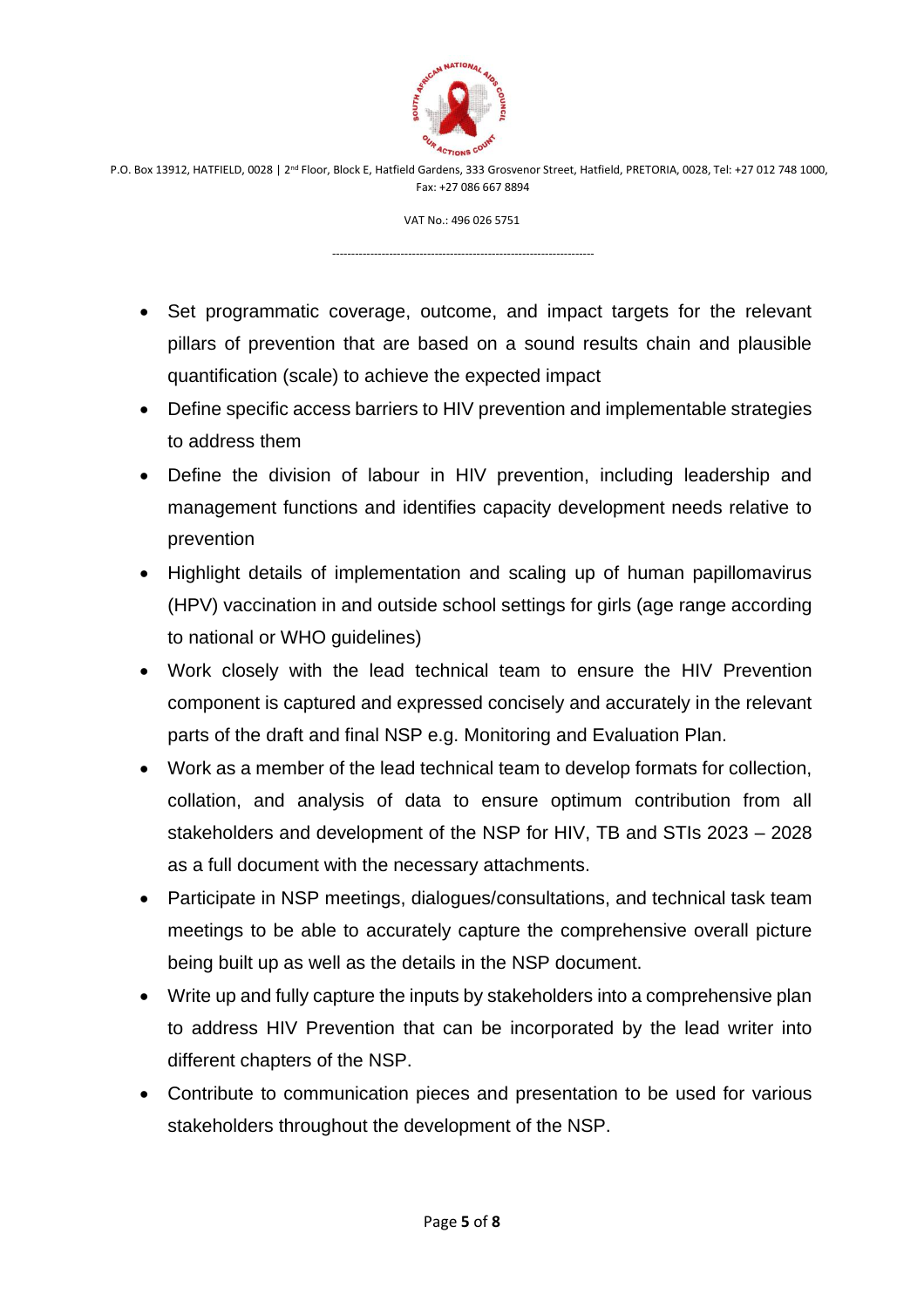- Set programmatic coverage, outcome, and impact targets for the relevant pillars of prevention that are based on a sound results chain and plausible quantification (scale) to achieve the expected impact
- Define specific access barriers to HIV prevention and implementable strategies to address them
- Define the division of labour in HIV prevention, including leadership and management functions and identifies capacity development needs relative to prevention
- Highlight details of implementation and scaling up of human papillomavirus (HPV) vaccination in and outside school settings for girls (age range according to national or WHO guidelines)
- Work closely with the lead technical team to ensure the HIV Prevention component is captured and expressed concisely and accurately in the relevant parts of the draft and final NSP e.g. Monitoring and Evaluation Plan.
- Work as a member of the lead technical team to develop formats for collection, collation, and analysis of data to ensure optimum contribution from all stakeholders and development of the NSP for HIV, TB and STIs 2023 – 2028 as a full document with the necessary attachments.
- Participate in NSP meetings, dialogues/consultations, and technical task team meetings to be able to accurately capture the comprehensive overall picture being built up as well as the details in the NSP document.
- Write up and fully capture the inputs by stakeholders into a comprehensive plan to address HIV Prevention that can be incorporated by the lead writer into different chapters of the NSP.
- Contribute to communication pieces and presentation to be used for various stakeholders throughout the development of the NSP.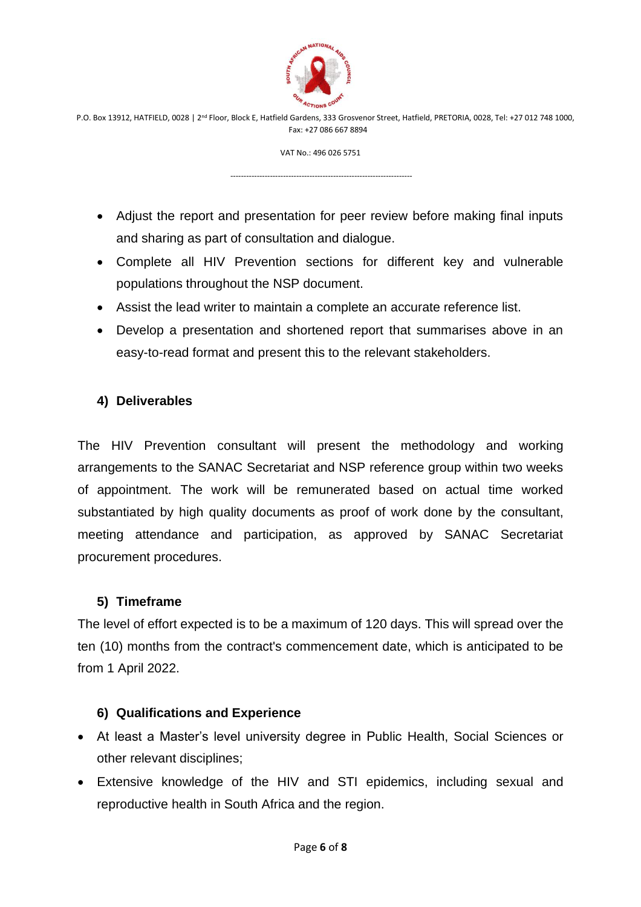- Adjust the report and presentation for peer review before making final inputs and sharing as part of consultation and dialogue.
- Complete all HIV Prevention sections for different key and vulnerable populations throughout the NSP document.
- Assist the lead writer to maintain a complete an accurate reference list.
- Develop a presentation and shortened report that summarises above in an easy-to-read format and present this to the relevant stakeholders.

## 4) Deliverables

The HIV Prevention consultant will present the methodology and working arrangements to the SANAC Secretariat and NSP reference group within two weeks of appointment. The work will be remunerated based on actual time worked substantiated by high quality documents as proof of work done by the consultant, meeting attendance and participation, as approved by SANAC Secretariat procurement procedures.

## 5) Timeframe

The level of effort expected is to be a maximum of 120 days. This will spread over the ten (10) months from the contract's commencement date, which is anticipated to be from 1 April 2022.

## 6) Qualifications and Experience

- At least a Master's level university degree in Public Health, Social Sciences or other relevant disciplines;
- Extensive knowledge of the HIV and STI epidemics, including sexual and reproductive health in South Africa and the region.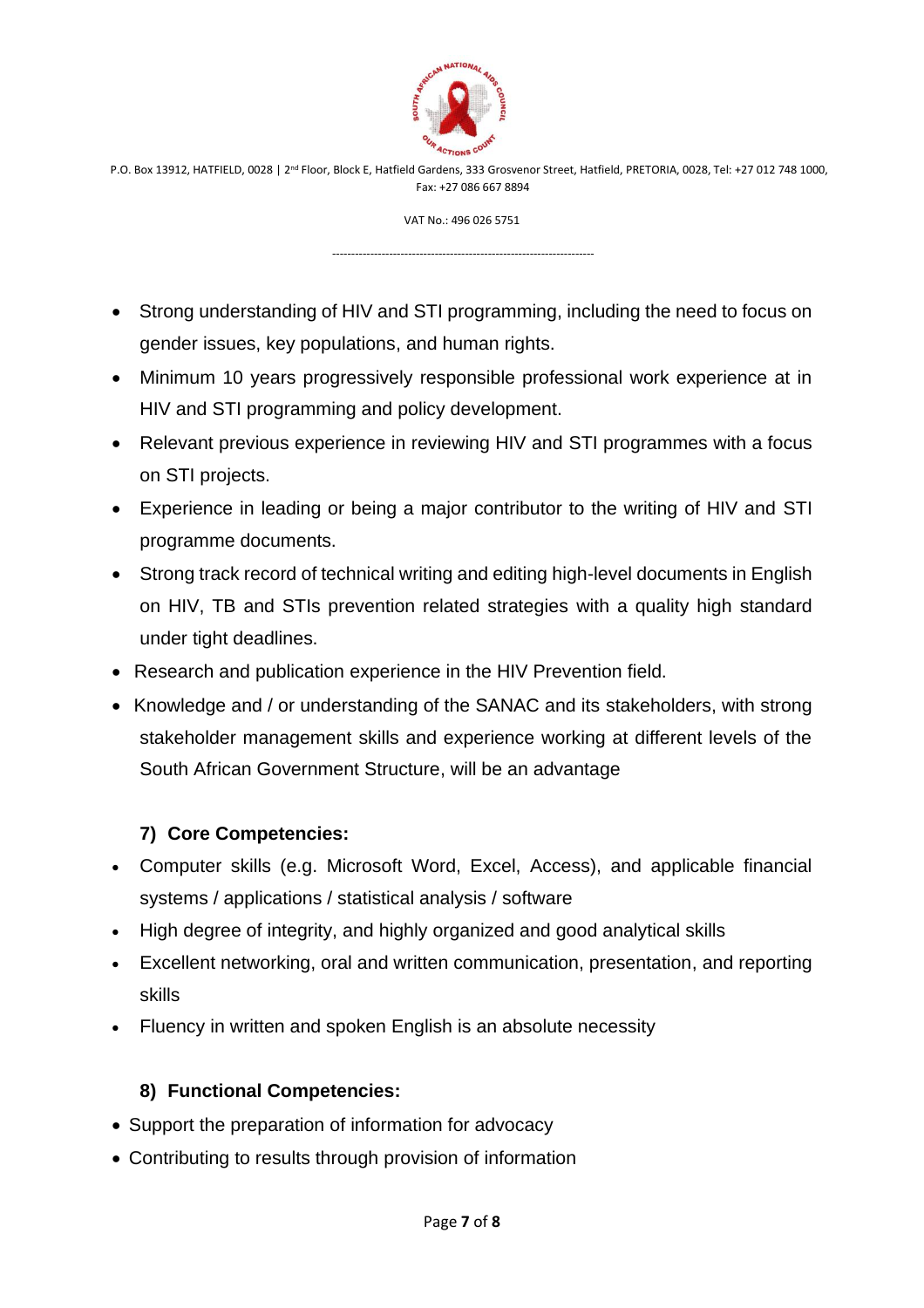- Strong understanding of HIV and STI programming, including the need to focus on gender issues, key populations, and human rights.
- Minimum 10 years progressively responsible professional work experience at in HIV and STI programming and policy development.
- Relevant previous experience in reviewing HIV and STI programmes with a focus on STI projects.
- Experience in leading or being a major contributor to the writing of HIV and STI programme documents.
- Strong track record of technical writing and editing high-level documents in English on HIV, TB and STIs prevention related strategies with a quality high standard under tight deadlines.
- Research and publication experience in the HIV Prevention field.
- Knowledge and / or understanding of the SANAC and its stakeholders, with strong stakeholder management skills and experience working at different levels of the South African Government Structure, will be an advantage

### 7) Core Competencies:

- Computer skills (e.g. Microsoft Word, Excel, Access), and applicable financial systems / applications / statistical analysis / software
- High degree of integrity, and highly organized and good analytical skills
- Excellent networking, oral and written communication, presentation, and reporting skills
- Fluency in written and spoken English is an absolute necessity

### 8) Functional Competencies:

- Support the preparation of information for advocacy
- Contributing to results through provision of information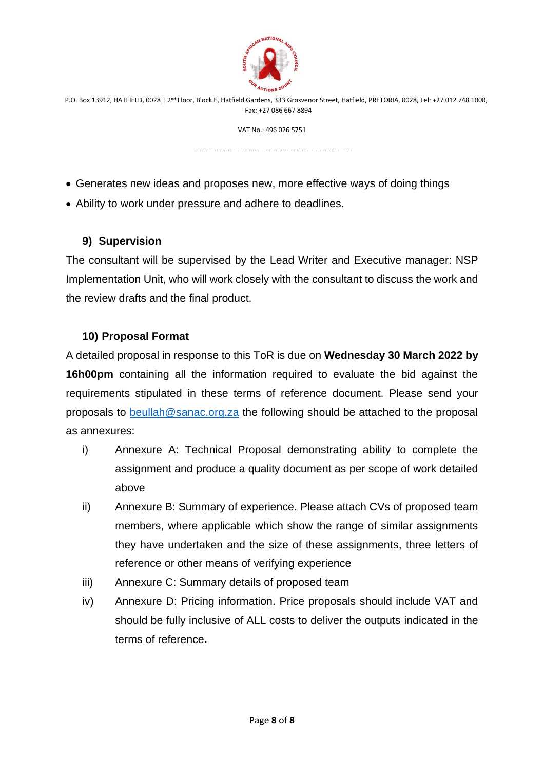- Generates new ideas and proposes new, more effective ways of doing things
- Ability to work under pressure and adhere to deadlines.

### 9) Supervision

The consultant will be supervised by the Lead Writer and Executive manager: NSP Implementation Unit, who will work closely with the consultant to discuss the work and the review drafts and the final product.

### 10) Proposal Format

A detailed proposal in response to this ToR is due on **Wednesday 30 March 2022 by 16h00pm** containing all the information required to evaluate the bid against the requirements stipulated in these terms of reference document. Please send your proposals to beullah@sanac.org.za the following should be attached to the proposal as annexures:

i) Annexure A: Technical Proposal demonstrating ability to complete the assignment and produce a quality document as per scope of work detailed above

ii) Annexure B: Summary of experience. Please attach CVs of proposed team members, where applicable which show the range of similar assignments they have undertaken and the size of these assignments, three letters of reference or other means of verifying experience

iii) Annexure C: Summary details of proposed team

iv) Annexure D: Pricing information. Price proposals should include VAT and should be fully inclusive of ALL costs to deliver the outputs indicated in the terms of reference**.**